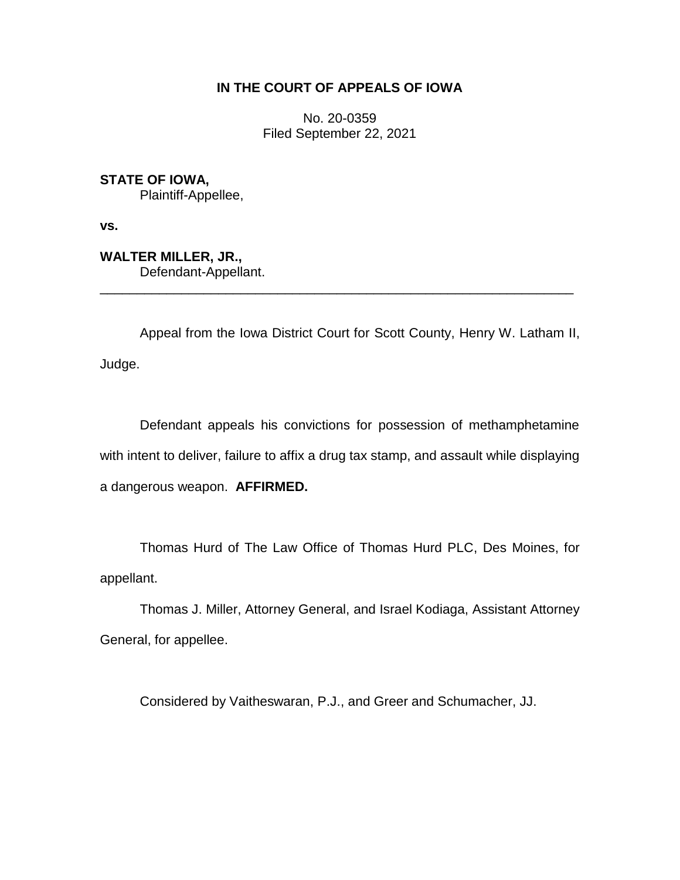**IN THE COURT OF APPEALS OF IOWA**

No. 20-0359
Filed September 22, 2021

**STATE OF IOWA,**
Plaintiff-Appellee,

**vs.**

**WALTER MILLER, JR.,**
Defendant-Appellant.

---

Appeal from the Iowa District Court for Scott County, Henry W. Latham II, Judge.

Defendant appeals his convictions for possession of methamphetamine with intent to deliver, failure to affix a drug tax stamp, and assault while displaying a dangerous weapon. **AFFIRMED.**

Thomas Hurd of The Law Office of Thomas Hurd PLC, Des Moines, for appellant.

Thomas J. Miller, Attorney General, and Israel Kodiaga, Assistant Attorney General, for appellee.

Considered by Vaitheswaran, P.J., and Greer and Schumacher, JJ.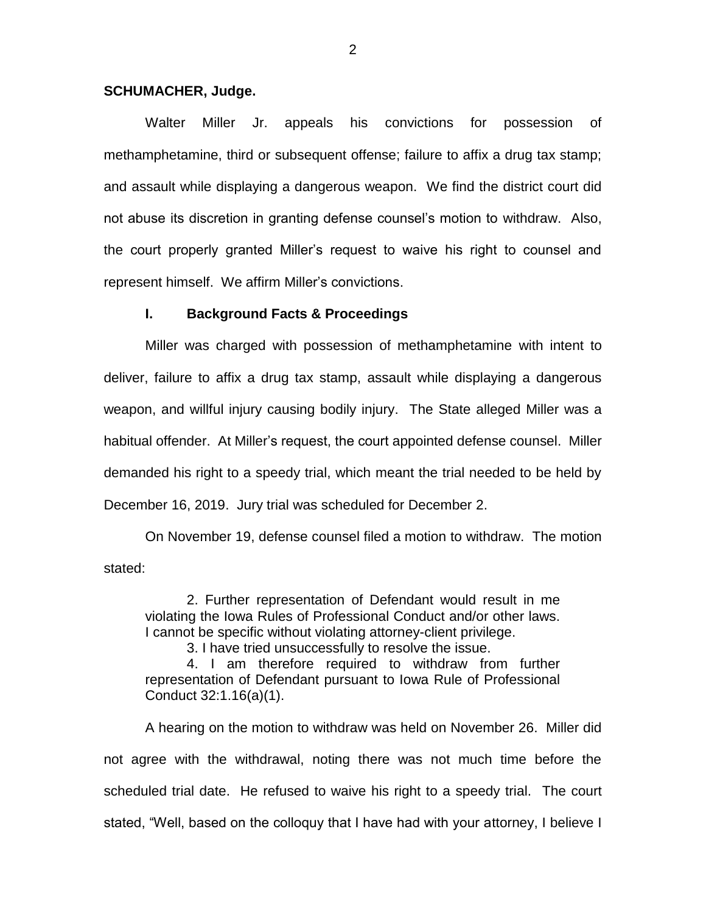**SCHUMACHER, Judge.**

Walter Miller Jr. appeals his convictions for possession of methamphetamine, third or subsequent offense; failure to affix a drug tax stamp; and assault while displaying a dangerous weapon. We find the district court did not abuse its discretion in granting defense counsel's motion to withdraw. Also, the court properly granted Miller's request to waive his right to counsel and represent himself. We affirm Miller's convictions.

## I. Background Facts & Proceedings

Miller was charged with possession of methamphetamine with intent to deliver, failure to affix a drug tax stamp, assault while displaying a dangerous weapon, and willful injury causing bodily injury. The State alleged Miller was a habitual offender. At Miller's request, the court appointed defense counsel. Miller demanded his right to a speedy trial, which meant the trial needed to be held by December 16, 2019. Jury trial was scheduled for December 2.

On November 19, defense counsel filed a motion to withdraw. The motion stated:

> 2. Further representation of Defendant would result in me violating the Iowa Rules of Professional Conduct and/or other laws. I cannot be specific without violating attorney-client privilege.
>
> 3. I have tried unsuccessfully to resolve the issue.
>
> 4. I am therefore required to withdraw from further representation of Defendant pursuant to Iowa Rule of Professional Conduct 32:1.16(a)(1).

A hearing on the motion to withdraw was held on November 26. Miller did not agree with the withdrawal, noting there was not much time before the scheduled trial date. He refused to waive his right to a speedy trial. The court stated, "Well, based on the colloquy that I have had with your attorney, I believe I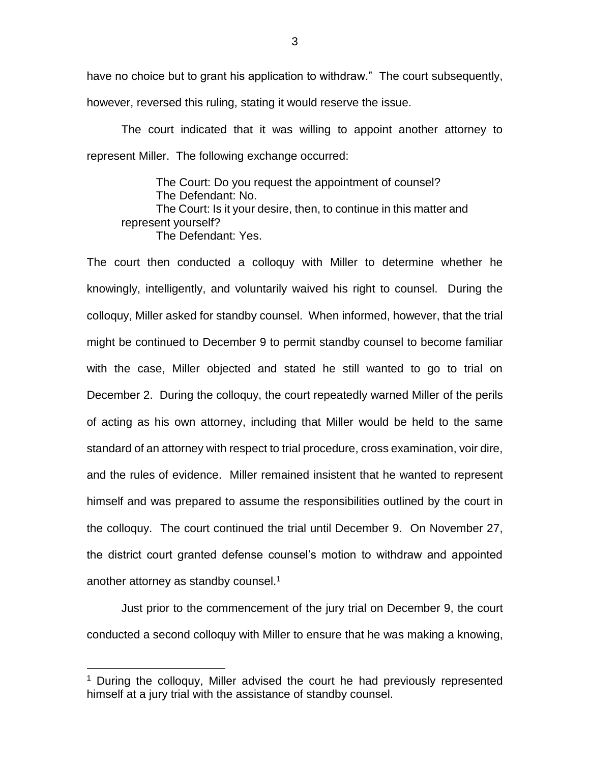have no choice but to grant his application to withdraw." The court subsequently, however, reversed this ruling, stating it would reserve the issue.

The court indicated that it was willing to appoint another attorney to represent Miller. The following exchange occurred:

> The Court: Do you request the appointment of counsel?
> The Defendant: No.
> The Court: Is it your desire, then, to continue in this matter and represent yourself?
> The Defendant: Yes.

The court then conducted a colloquy with Miller to determine whether he knowingly, intelligently, and voluntarily waived his right to counsel. During the colloquy, Miller asked for standby counsel. When informed, however, that the trial might be continued to December 9 to permit standby counsel to become familiar with the case, Miller objected and stated he still wanted to go to trial on December 2. During the colloquy, the court repeatedly warned Miller of the perils of acting as his own attorney, including that Miller would be held to the same standard of an attorney with respect to trial procedure, cross examination, voir dire, and the rules of evidence. Miller remained insistent that he wanted to represent himself and was prepared to assume the responsibilities outlined by the court in the colloquy. The court continued the trial until December 9. On November 27, the district court granted defense counsel's motion to withdraw and appointed another attorney as standby counsel.[1]

Just prior to the commencement of the jury trial on December 9, the court conducted a second colloquy with Miller to ensure that he was making a knowing,

[1] During the colloquy, Miller advised the court he had previously represented himself at a jury trial with the assistance of standby counsel.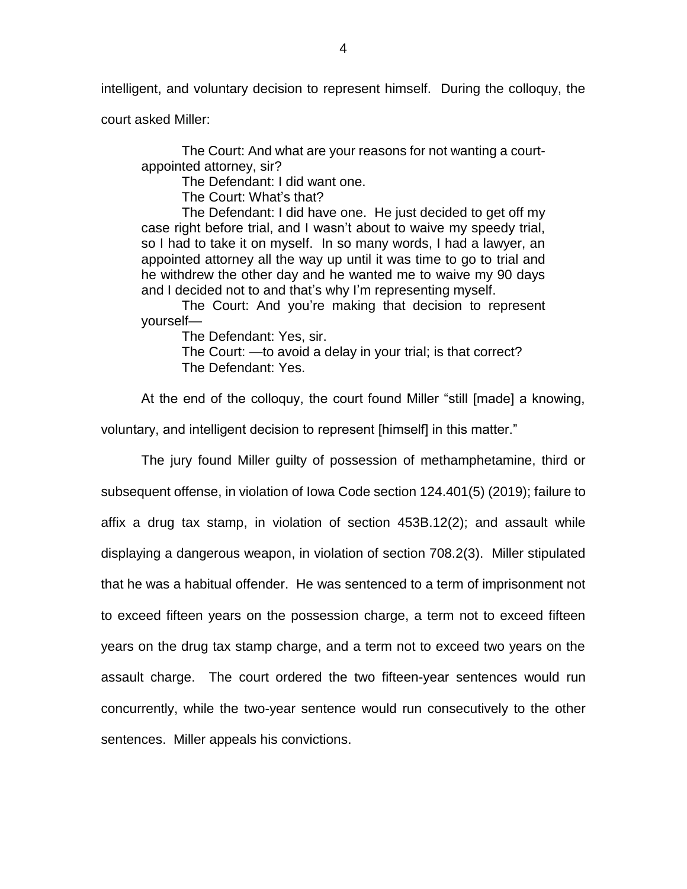intelligent, and voluntary decision to represent himself. During the colloquy, the court asked Miller:

> The Court: And what are your reasons for not wanting a court-appointed attorney, sir?
>
> The Defendant: I did want one.
>
> The Court: What's that?
>
> The Defendant: I did have one. He just decided to get off my case right before trial, and I wasn't about to waive my speedy trial, so I had to take it on myself. In so many words, I had a lawyer, an appointed attorney all the way up until it was time to go to trial and he withdrew the other day and he wanted me to waive my 90 days and I decided not to and that's why I'm representing myself.
>
> The Court: And you're making that decision to represent yourself—
>
> The Defendant: Yes, sir.
>
> The Court: —to avoid a delay in your trial; is that correct?
>
> The Defendant: Yes.

At the end of the colloquy, the court found Miller "still [made] a knowing, voluntary, and intelligent decision to represent [himself] in this matter."

The jury found Miller guilty of possession of methamphetamine, third or subsequent offense, in violation of Iowa Code section 124.401(5) (2019); failure to affix a drug tax stamp, in violation of section 453B.12(2); and assault while displaying a dangerous weapon, in violation of section 708.2(3). Miller stipulated that he was a habitual offender. He was sentenced to a term of imprisonment not to exceed fifteen years on the possession charge, a term not to exceed fifteen years on the drug tax stamp charge, and a term not to exceed two years on the assault charge. The court ordered the two fifteen-year sentences would run concurrently, while the two-year sentence would run consecutively to the other sentences. Miller appeals his convictions.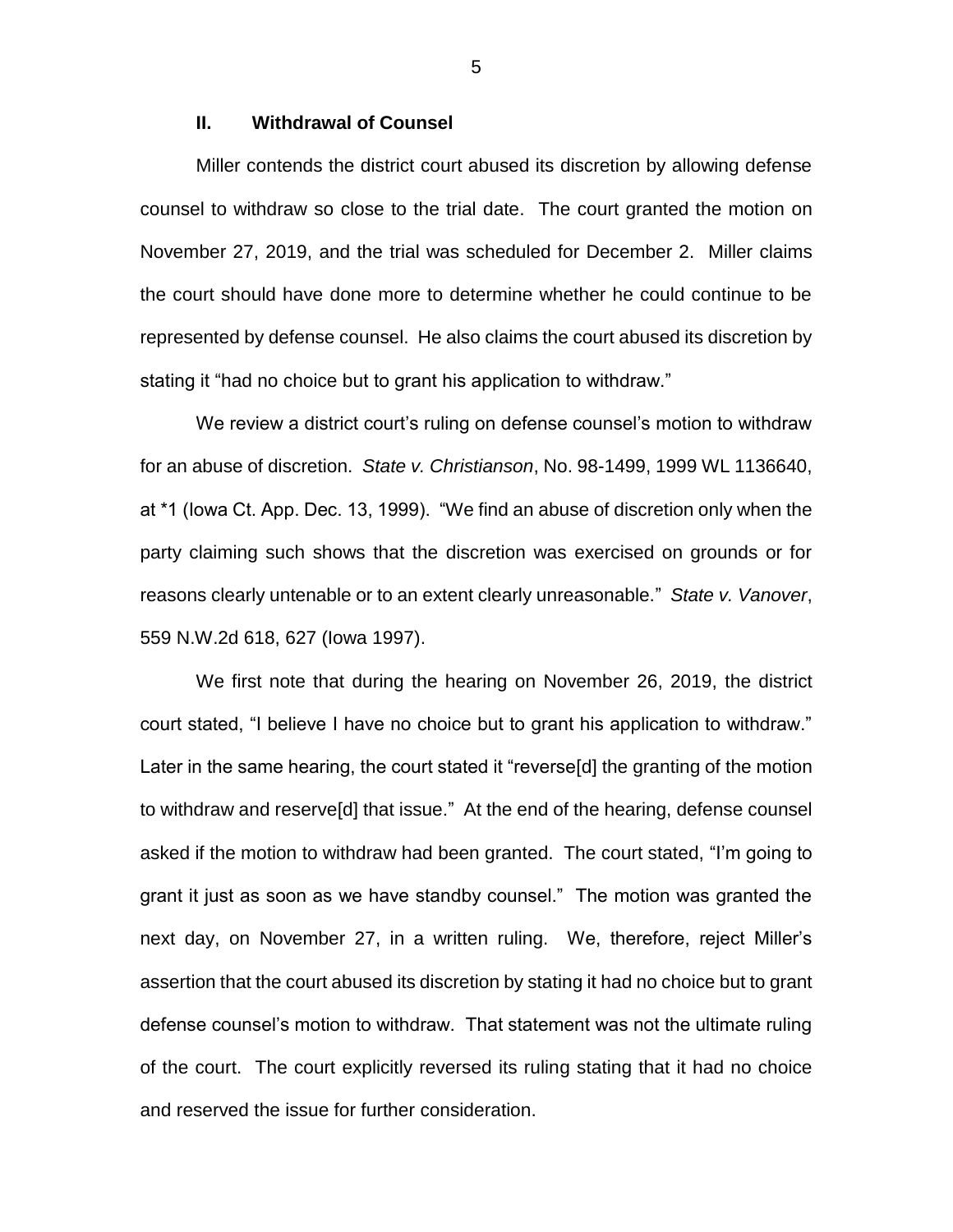## II. Withdrawal of Counsel

Miller contends the district court abused its discretion by allowing defense counsel to withdraw so close to the trial date. The court granted the motion on November 27, 2019, and the trial was scheduled for December 2. Miller claims the court should have done more to determine whether he could continue to be represented by defense counsel. He also claims the court abused its discretion by stating it "had no choice but to grant his application to withdraw."

We review a district court's ruling on defense counsel's motion to withdraw for an abuse of discretion. *State v. Christianson*, No. 98-1499, 1999 WL 1136640, at *1 (Iowa Ct. App. Dec. 13, 1999). "We find an abuse of discretion only when the party claiming such shows that the discretion was exercised on grounds or for reasons clearly untenable or to an extent clearly unreasonable." *State v. Vanover*, 559 N.W.2d 618, 627 (Iowa 1997).

We first note that during the hearing on November 26, 2019, the district court stated, "I believe I have no choice but to grant his application to withdraw." Later in the same hearing, the court stated it "reverse[d] the granting of the motion to withdraw and reserve[d] that issue." At the end of the hearing, defense counsel asked if the motion to withdraw had been granted. The court stated, "I'm going to grant it just as soon as we have standby counsel." The motion was granted the next day, on November 27, in a written ruling. We, therefore, reject Miller's assertion that the court abused its discretion by stating it had no choice but to grant defense counsel's motion to withdraw. That statement was not the ultimate ruling of the court. The court explicitly reversed its ruling stating that it had no choice and reserved the issue for further consideration.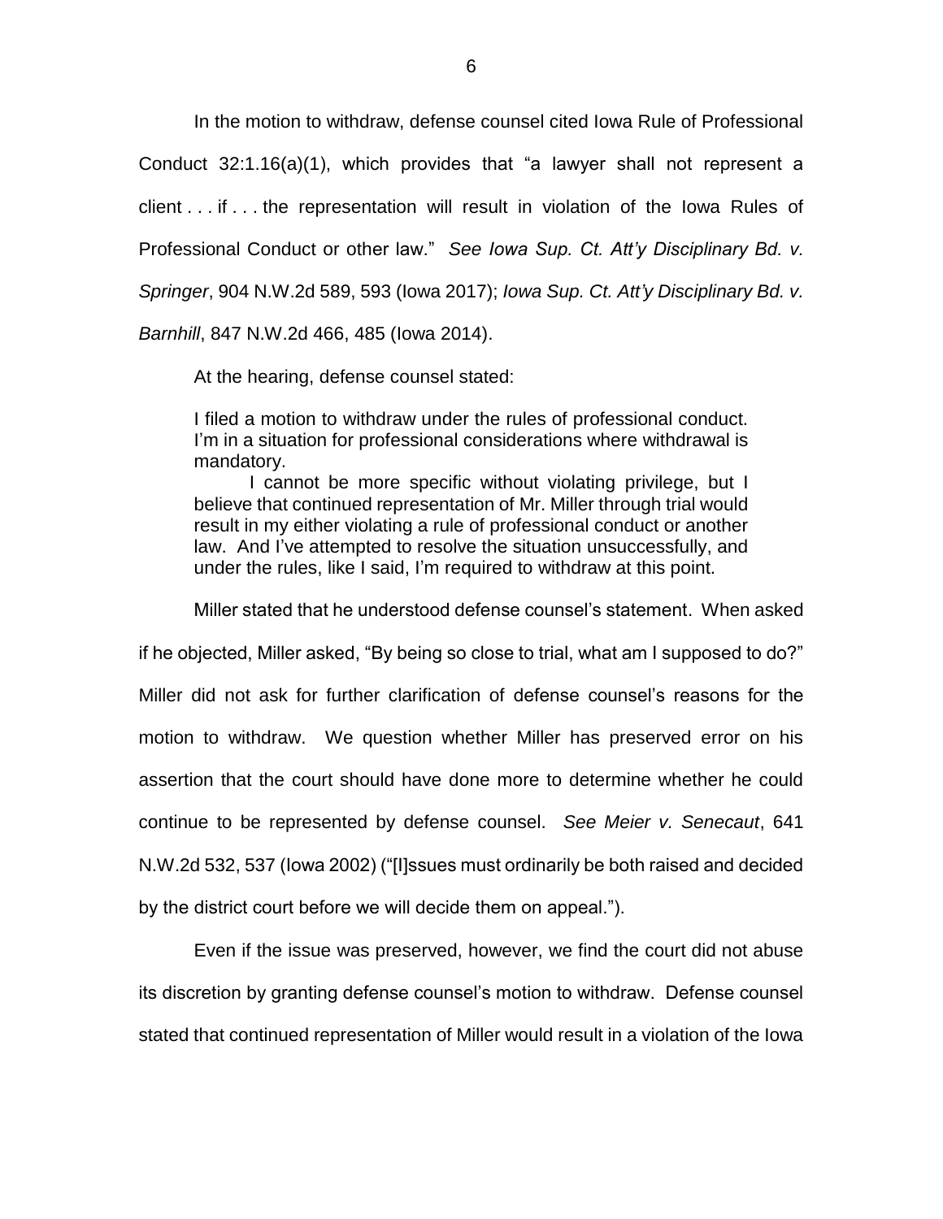In the motion to withdraw, defense counsel cited Iowa Rule of Professional Conduct 32:1.16(a)(1), which provides that "a lawyer shall not represent a client . . . if . . . the representation will result in violation of the Iowa Rules of Professional Conduct or other law." *See Iowa Sup. Ct. Att'y Disciplinary Bd. v. Springer*, 904 N.W.2d 589, 593 (Iowa 2017); *Iowa Sup. Ct. Att'y Disciplinary Bd. v. Barnhill*, 847 N.W.2d 466, 485 (Iowa 2014).

At the hearing, defense counsel stated:

> I filed a motion to withdraw under the rules of professional conduct. I'm in a situation for professional considerations where withdrawal is mandatory.
>
> I cannot be more specific without violating privilege, but I believe that continued representation of Mr. Miller through trial would result in my either violating a rule of professional conduct or another law. And I've attempted to resolve the situation unsuccessfully, and under the rules, like I said, I'm required to withdraw at this point.

Miller stated that he understood defense counsel's statement. When asked if he objected, Miller asked, "By being so close to trial, what am I supposed to do?" Miller did not ask for further clarification of defense counsel's reasons for the motion to withdraw. We question whether Miller has preserved error on his assertion that the court should have done more to determine whether he could continue to be represented by defense counsel. *See Meier v. Senecaut*, 641 N.W.2d 532, 537 (Iowa 2002) ("[I]ssues must ordinarily be both raised and decided by the district court before we will decide them on appeal.").

Even if the issue was preserved, however, we find the court did not abuse its discretion by granting defense counsel's motion to withdraw. Defense counsel stated that continued representation of Miller would result in a violation of the Iowa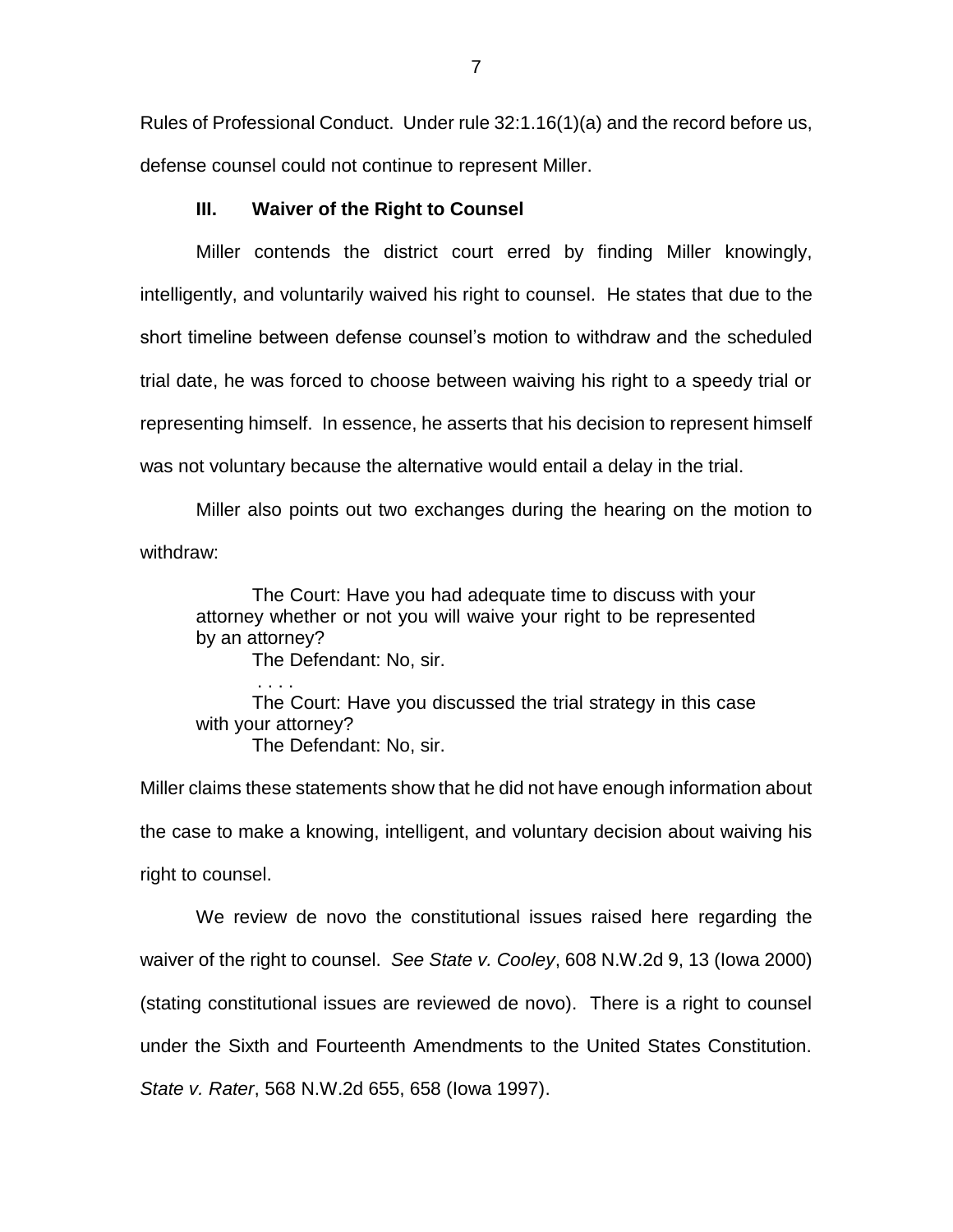Rules of Professional Conduct. Under rule 32:1.16(1)(a) and the record before us, defense counsel could not continue to represent Miller.

### III. Waiver of the Right to Counsel

Miller contends the district court erred by finding Miller knowingly, intelligently, and voluntarily waived his right to counsel. He states that due to the short timeline between defense counsel's motion to withdraw and the scheduled trial date, he was forced to choose between waiving his right to a speedy trial or representing himself. In essence, he asserts that his decision to represent himself was not voluntary because the alternative would entail a delay in the trial.

Miller also points out two exchanges during the hearing on the motion to withdraw:

> The Court: Have you had adequate time to discuss with your attorney whether or not you will waive your right to be represented by an attorney?
>
> The Defendant: No, sir.
>
> . . . .
>
> The Court: Have you discussed the trial strategy in this case with your attorney?
>
> The Defendant: No, sir.

Miller claims these statements show that he did not have enough information about the case to make a knowing, intelligent, and voluntary decision about waiving his right to counsel.

We review de novo the constitutional issues raised here regarding the waiver of the right to counsel. *See State v. Cooley*, 608 N.W.2d 9, 13 (Iowa 2000) (stating constitutional issues are reviewed de novo). There is a right to counsel under the Sixth and Fourteenth Amendments to the United States Constitution. *State v. Rater*, 568 N.W.2d 655, 658 (Iowa 1997).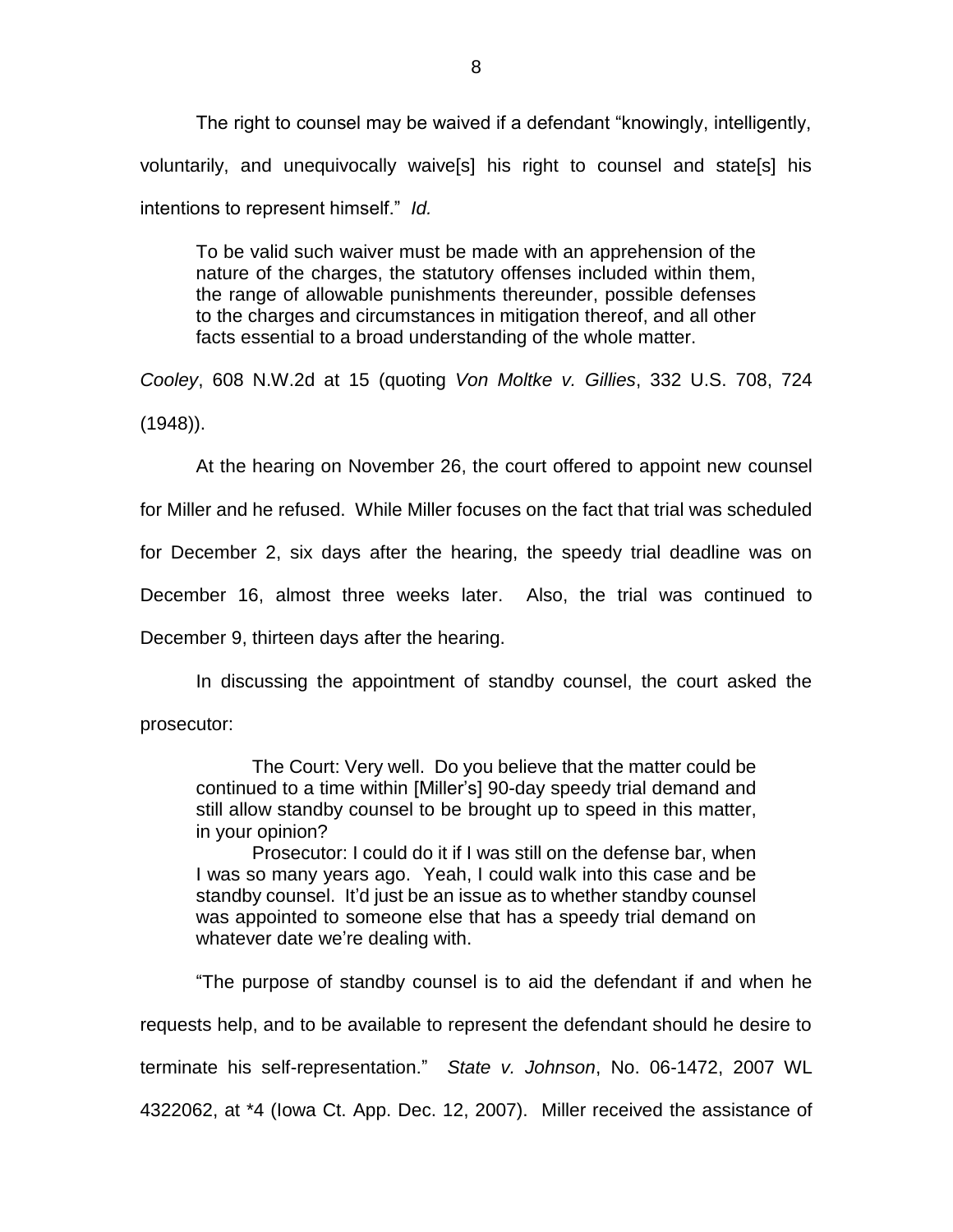The right to counsel may be waived if a defendant "knowingly, intelligently, voluntarily, and unequivocally waive[s] his right to counsel and state[s] his intentions to represent himself." *Id.*

> To be valid such waiver must be made with an apprehension of the nature of the charges, the statutory offenses included within them, the range of allowable punishments thereunder, possible defenses to the charges and circumstances in mitigation thereof, and all other facts essential to a broad understanding of the whole matter.

*Cooley*, 608 N.W.2d at 15 (quoting *Von Moltke v. Gillies*, 332 U.S. 708, 724 (1948)).

At the hearing on November 26, the court offered to appoint new counsel for Miller and he refused. While Miller focuses on the fact that trial was scheduled for December 2, six days after the hearing, the speedy trial deadline was on December 16, almost three weeks later. Also, the trial was continued to December 9, thirteen days after the hearing.

In discussing the appointment of standby counsel, the court asked the prosecutor:

> The Court: Very well. Do you believe that the matter could be continued to a time within [Miller's] 90-day speedy trial demand and still allow standby counsel to be brought up to speed in this matter, in your opinion?
>
> Prosecutor: I could do it if I was still on the defense bar, when I was so many years ago. Yeah, I could walk into this case and be standby counsel. It'd just be an issue as to whether standby counsel was appointed to someone else that has a speedy trial demand on whatever date we're dealing with.

"The purpose of standby counsel is to aid the defendant if and when he requests help, and to be available to represent the defendant should he desire to terminate his self-representation." *State v. Johnson*, No. 06-1472, 2007 WL 4322062, at *4 (Iowa Ct. App. Dec. 12, 2007). Miller received the assistance of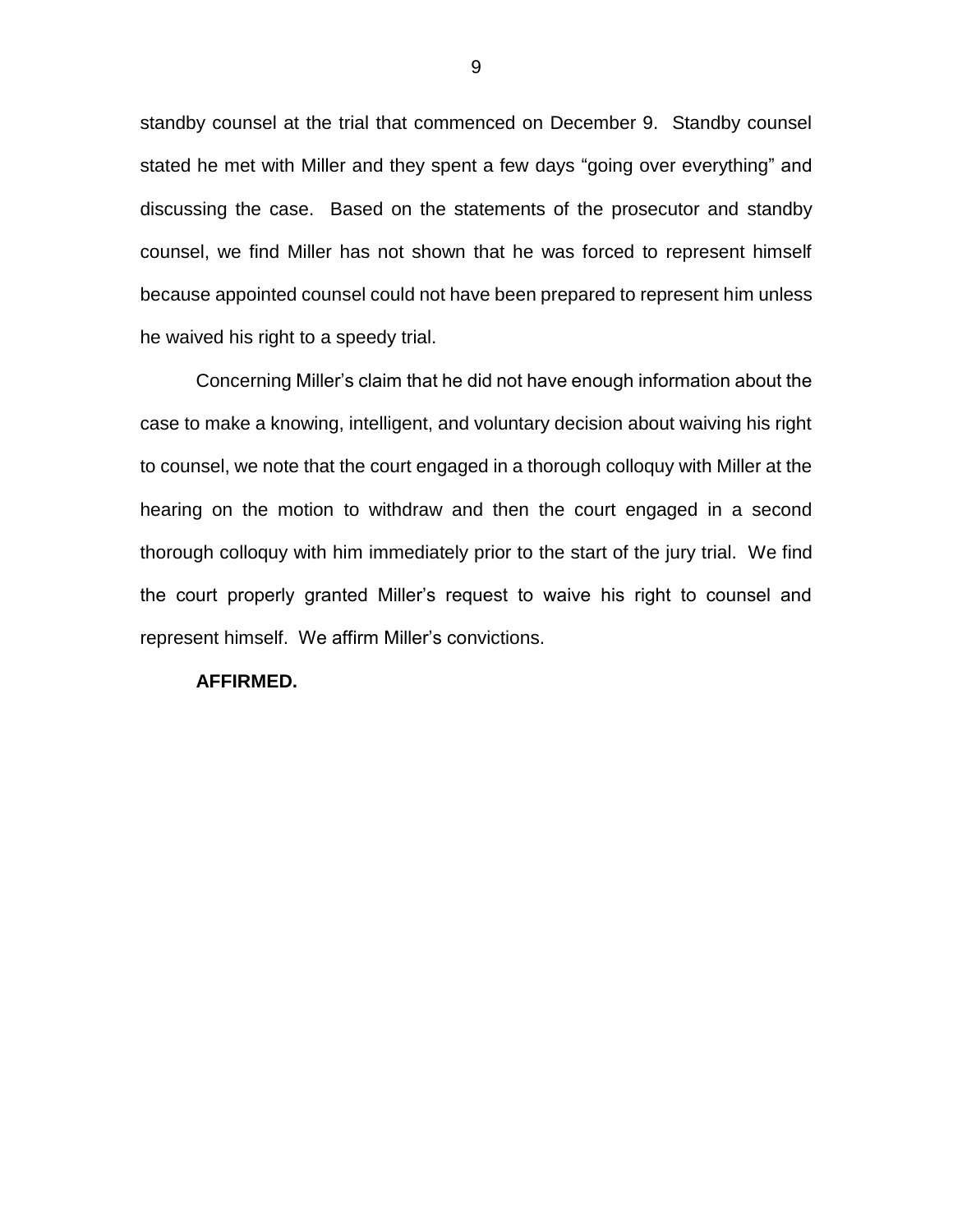standby counsel at the trial that commenced on December 9. Standby counsel stated he met with Miller and they spent a few days "going over everything" and discussing the case. Based on the statements of the prosecutor and standby counsel, we find Miller has not shown that he was forced to represent himself because appointed counsel could not have been prepared to represent him unless he waived his right to a speedy trial.

Concerning Miller's claim that he did not have enough information about the case to make a knowing, intelligent, and voluntary decision about waiving his right to counsel, we note that the court engaged in a thorough colloquy with Miller at the hearing on the motion to withdraw and then the court engaged in a second thorough colloquy with him immediately prior to the start of the jury trial. We find the court properly granted Miller's request to waive his right to counsel and represent himself. We affirm Miller's convictions.

**AFFIRMED.**